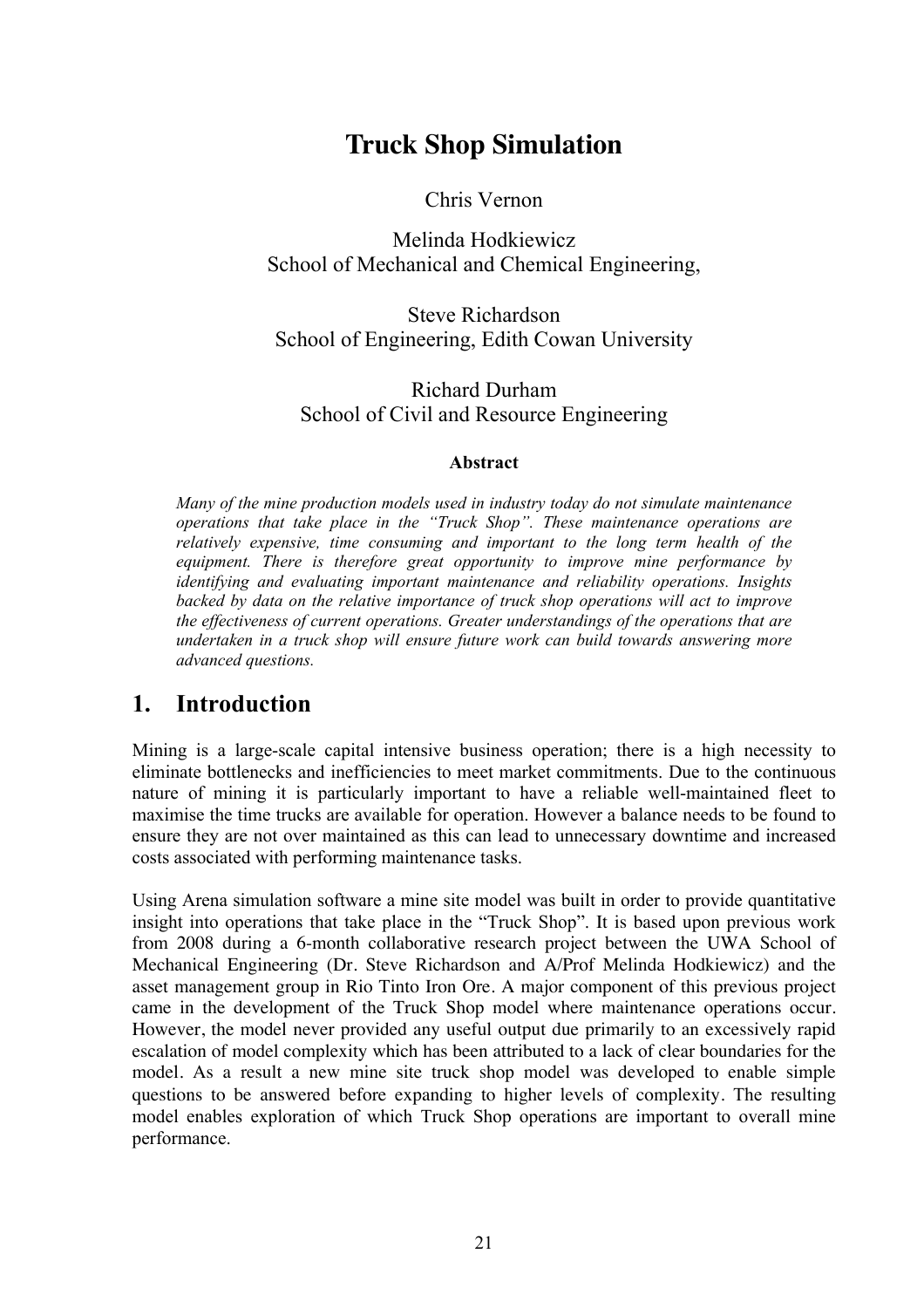# Truck Shop Simulation

Chris Vernon

Melinda Hodkiewicz
School of Mechanical and Chemical Engineering,

Steve Richardson
School of Engineering, Edith Cowan University

Richard Durham
School of Civil and Resource Engineering

### Abstract

*Many of the mine production models used in industry today do not simulate maintenance operations that take place in the "Truck Shop". These maintenance operations are relatively expensive, time consuming and important to the long term health of the equipment. There is therefore great opportunity to improve mine performance by identifying and evaluating important maintenance and reliability operations. Insights backed by data on the relative importance of truck shop operations will act to improve the effectiveness of current operations. Greater understandings of the operations that are undertaken in a truck shop will ensure future work can build towards answering more advanced questions.*

## 1. Introduction

Mining is a large-scale capital intensive business operation; there is a high necessity to eliminate bottlenecks and inefficiencies to meet market commitments. Due to the continuous nature of mining it is particularly important to have a reliable well-maintained fleet to maximise the time trucks are available for operation. However a balance needs to be found to ensure they are not over maintained as this can lead to unnecessary downtime and increased costs associated with performing maintenance tasks.

Using Arena simulation software a mine site model was built in order to provide quantitative insight into operations that take place in the "Truck Shop". It is based upon previous work from 2008 during a 6-month collaborative research project between the UWA School of Mechanical Engineering (Dr. Steve Richardson and A/Prof Melinda Hodkiewicz) and the asset management group in Rio Tinto Iron Ore. A major component of this previous project came in the development of the Truck Shop model where maintenance operations occur. However, the model never provided any useful output due primarily to an excessively rapid escalation of model complexity which has been attributed to a lack of clear boundaries for the model. As a result a new mine site truck shop model was developed to enable simple questions to be answered before expanding to higher levels of complexity. The resulting model enables exploration of which Truck Shop operations are important to overall mine performance.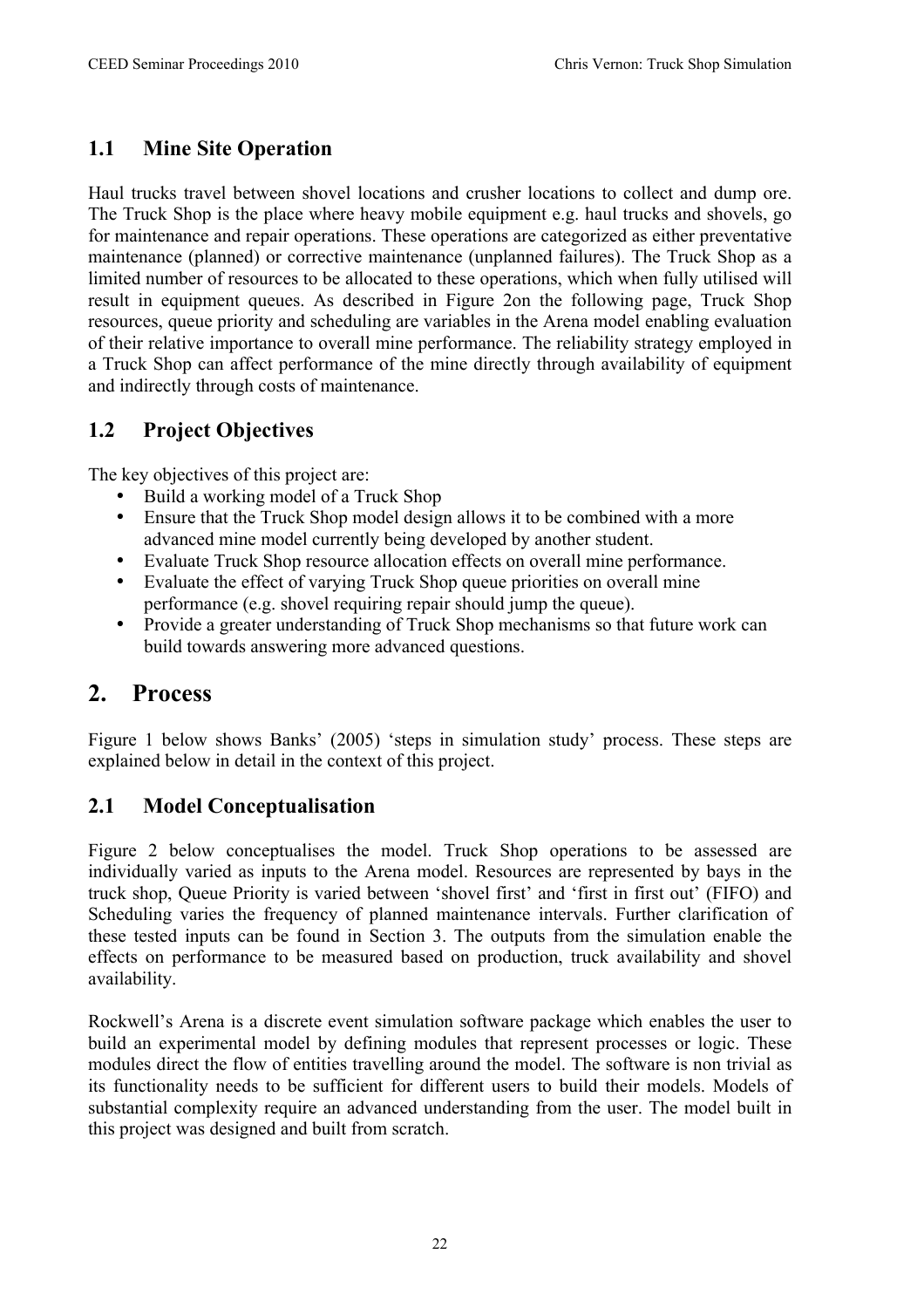## 1.1 Mine Site Operation

Haul trucks travel between shovel locations and crusher locations to collect and dump ore. The Truck Shop is the place where heavy mobile equipment e.g. haul trucks and shovels, go for maintenance and repair operations. These operations are categorized as either preventative maintenance (planned) or corrective maintenance (unplanned failures). The Truck Shop as a limited number of resources to be allocated to these operations, which when fully utilised will result in equipment queues. As described in Figure 2on the following page, Truck Shop resources, queue priority and scheduling are variables in the Arena model enabling evaluation of their relative importance to overall mine performance. The reliability strategy employed in a Truck Shop can affect performance of the mine directly through availability of equipment and indirectly through costs of maintenance.

## 1.2 Project Objectives

The key objectives of this project are:

- Build a working model of a Truck Shop
- Ensure that the Truck Shop model design allows it to be combined with a more advanced mine model currently being developed by another student.
- Evaluate Truck Shop resource allocation effects on overall mine performance.
- Evaluate the effect of varying Truck Shop queue priorities on overall mine performance (e.g. shovel requiring repair should jump the queue).
- Provide a greater understanding of Truck Shop mechanisms so that future work can build towards answering more advanced questions.

# 2. Process

Figure 1 below shows Banks' (2005) 'steps in simulation study' process. These steps are explained below in detail in the context of this project.

## 2.1 Model Conceptualisation

Figure 2 below conceptualises the model. Truck Shop operations to be assessed are individually varied as inputs to the Arena model. Resources are represented by bays in the truck shop, Queue Priority is varied between 'shovel first' and 'first in first out' (FIFO) and Scheduling varies the frequency of planned maintenance intervals. Further clarification of these tested inputs can be found in Section 3. The outputs from the simulation enable the effects on performance to be measured based on production, truck availability and shovel availability.

Rockwell's Arena is a discrete event simulation software package which enables the user to build an experimental model by defining modules that represent processes or logic. These modules direct the flow of entities travelling around the model. The software is non trivial as its functionality needs to be sufficient for different users to build their models. Models of substantial complexity require an advanced understanding from the user. The model built in this project was designed and built from scratch.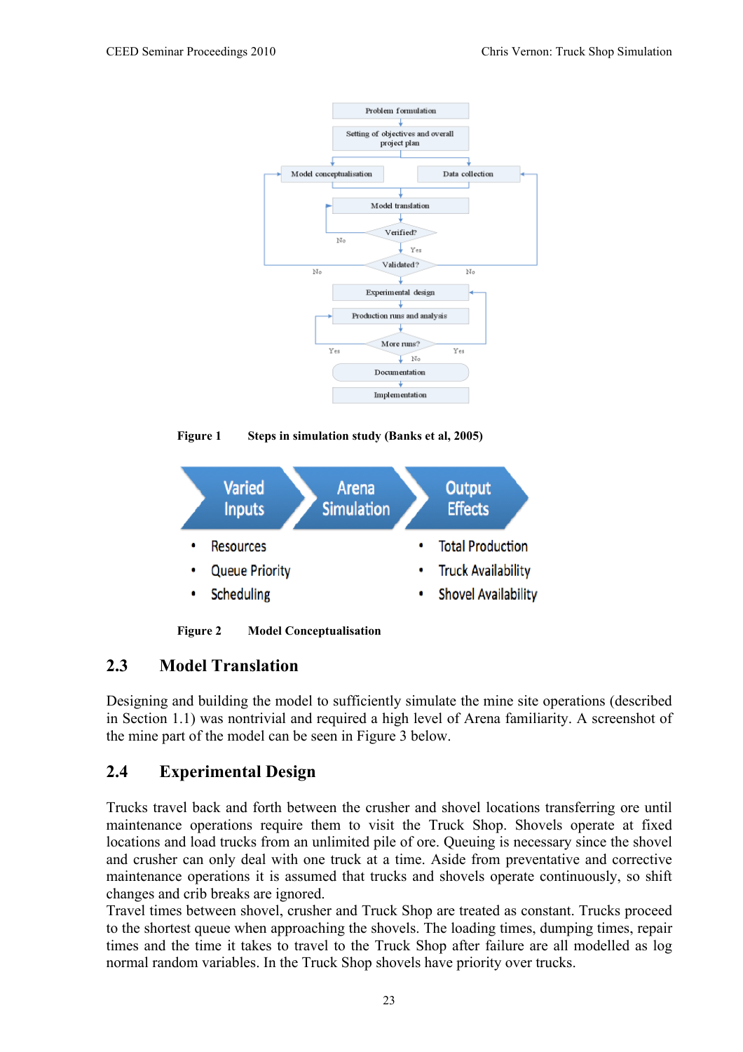Figure 1 Steps in simulation study (Banks et al, 2005)

Figure 2 Model Conceptualisation

## 2.3 Model Translation

Designing and building the model to sufficiently simulate the mine site operations (described in Section 1.1) was nontrivial and required a high level of Arena familiarity. A screenshot of the mine part of the model can be seen in Figure 3 below.

## 2.4 Experimental Design

Trucks travel back and forth between the crusher and shovel locations transferring ore until maintenance operations require them to visit the Truck Shop. Shovels operate at fixed locations and load trucks from an unlimited pile of ore. Queuing is necessary since the shovel and crusher can only deal with one truck at a time. Aside from preventative and corrective maintenance operations it is assumed that trucks and shovels operate continuously, so shift changes and crib breaks are ignored.
Travel times between shovel, crusher and Truck Shop are treated as constant. Trucks proceed to the shortest queue when approaching the shovels. The loading times, dumping times, repair times and the time it takes to travel to the Truck Shop after failure are all modelled as log normal random variables. In the Truck Shop shovels have priority over trucks.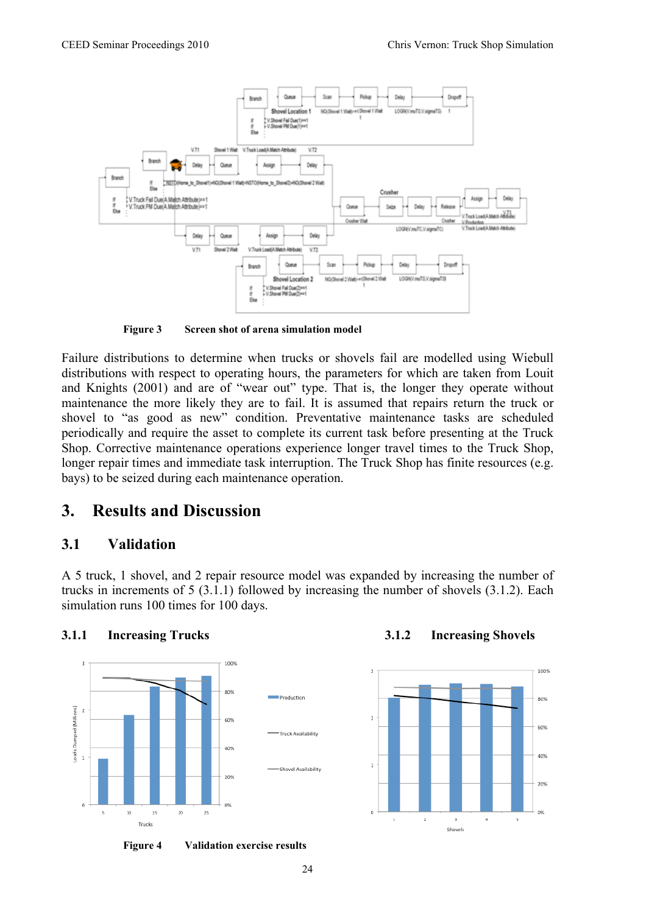**Figure 3 Screen shot of arena simulation model**

Failure distributions to determine when trucks or shovels fail are modelled using Wiebull distributions with respect to operating hours, the parameters for which are taken from Louit and Knights (2001) and are of "wear out" type. That is, the longer they operate without maintenance the more likely they are to fail. It is assumed that repairs return the truck or shovel to "as good as new" condition. Preventative maintenance tasks are scheduled periodically and require the asset to complete its current task before presenting at the Truck Shop. Corrective maintenance operations experience longer travel times to the Truck Shop, longer repair times and immediate task interruption. The Truck Shop has finite resources (e.g. bays) to be seized during each maintenance operation.

## 3. Results and Discussion

### 3.1 Validation

A 5 truck, 1 shovel, and 2 repair resource model was expanded by increasing the number of trucks in increments of 5 (3.1.1) followed by increasing the number of shovels (3.1.2). Each simulation runs 100 times for 100 days.

#### 3.1.1 Increasing Trucks

#### 3.1.2 Increasing Shovels

**Figure 4 Validation exercise results**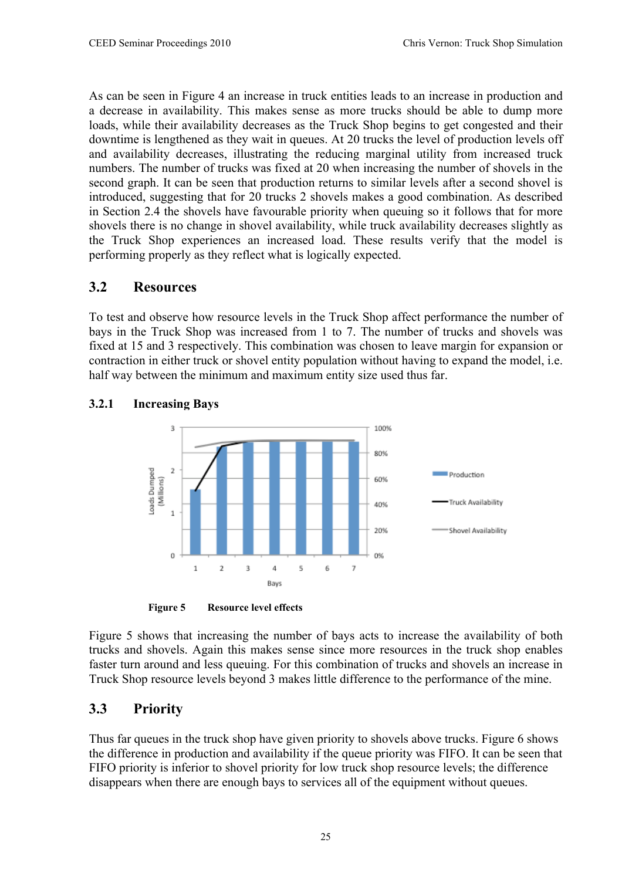As can be seen in Figure 4 an increase in truck entities leads to an increase in production and a decrease in availability. This makes sense as more trucks should be able to dump more loads, while their availability decreases as the Truck Shop begins to get congested and their downtime is lengthened as they wait in queues. At 20 trucks the level of production levels off and availability decreases, illustrating the reducing marginal utility from increased truck numbers. The number of trucks was fixed at 20 when increasing the number of shovels in the second graph. It can be seen that production returns to similar levels after a second shovel is introduced, suggesting that for 20 trucks 2 shovels makes a good combination. As described in Section 2.4 the shovels have favourable priority when queuing so it follows that for more shovels there is no change in shovel availability, while truck availability decreases slightly as the Truck Shop experiences an increased load. These results verify that the model is performing properly as they reflect what is logically expected.

## 3.2 Resources

To test and observe how resource levels in the Truck Shop affect performance the number of bays in the Truck Shop was increased from 1 to 7. The number of trucks and shovels was fixed at 15 and 3 respectively. This combination was chosen to leave margin for expansion or contraction in either truck or shovel entity population without having to expand the model, i.e. half way between the minimum and maximum entity size used thus far.

### 3.2.1 Increasing Bays

**Figure 5** **Resource level effects**

Figure 5 shows that increasing the number of bays acts to increase the availability of both trucks and shovels. Again this makes sense since more resources in the truck shop enables faster turn around and less queuing. For this combination of trucks and shovels an increase in Truck Shop resource levels beyond 3 makes little difference to the performance of the mine.

## 3.3 Priority

Thus far queues in the truck shop have given priority to shovels above trucks. Figure 6 shows the difference in production and availability if the queue priority was FIFO. It can be seen that FIFO priority is inferior to shovel priority for low truck shop resource levels; the difference disappears when there are enough bays to services all of the equipment without queues.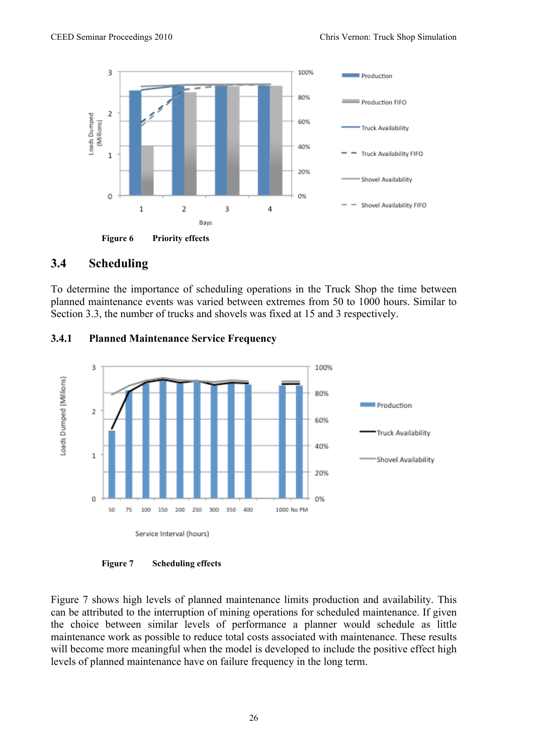Figure 6 Priority effects

## 3.4 Scheduling

To determine the importance of scheduling operations in the Truck Shop the time between planned maintenance events was varied between extremes from 50 to 1000 hours. Similar to Section 3.3, the number of trucks and shovels was fixed at 15 and 3 respectively.

### 3.4.1 Planned Maintenance Service Frequency

Figure 7 Scheduling effects

Figure 7 shows high levels of planned maintenance limits production and availability. This can be attributed to the interruption of mining operations for scheduled maintenance. If given the choice between similar levels of performance a planner would schedule as little maintenance work as possible to reduce total costs associated with maintenance. These results will become more meaningful when the model is developed to include the positive effect high levels of planned maintenance have on failure frequency in the long term.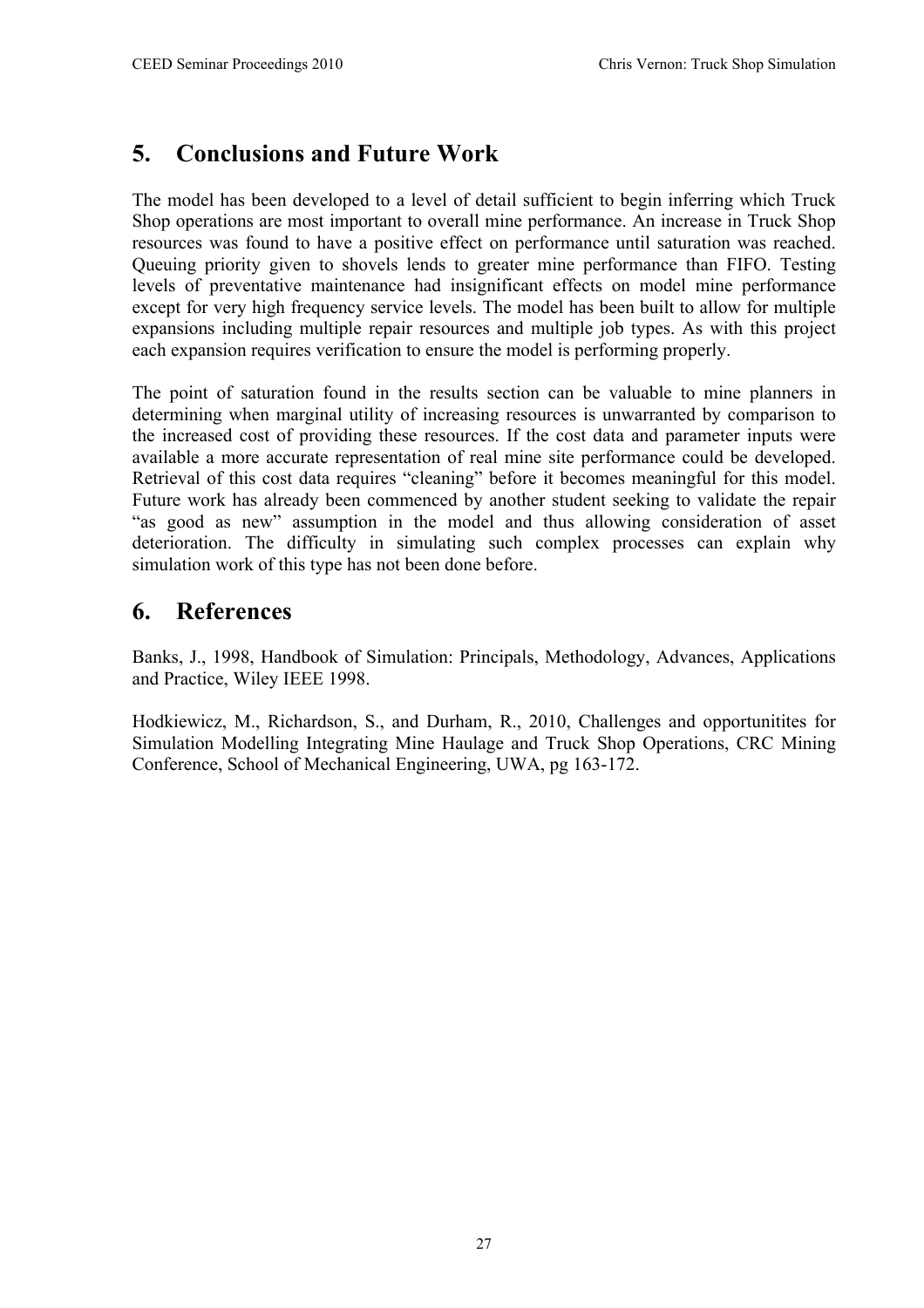## 5. Conclusions and Future Work

The model has been developed to a level of detail sufficient to begin inferring which Truck Shop operations are most important to overall mine performance. An increase in Truck Shop resources was found to have a positive effect on performance until saturation was reached. Queuing priority given to shovels lends to greater mine performance than FIFO. Testing levels of preventative maintenance had insignificant effects on model mine performance except for very high frequency service levels. The model has been built to allow for multiple expansions including multiple repair resources and multiple job types. As with this project each expansion requires verification to ensure the model is performing properly.

The point of saturation found in the results section can be valuable to mine planners in determining when marginal utility of increasing resources is unwarranted by comparison to the increased cost of providing these resources. If the cost data and parameter inputs were available a more accurate representation of real mine site performance could be developed. Retrieval of this cost data requires "cleaning" before it becomes meaningful for this model. Future work has already been commenced by another student seeking to validate the repair "as good as new" assumption in the model and thus allowing consideration of asset deterioration. The difficulty in simulating such complex processes can explain why simulation work of this type has not been done before.

## 6. References

Banks, J., 1998, Handbook of Simulation: Principals, Methodology, Advances, Applications and Practice, Wiley IEEE 1998.

Hodkiewicz, M., Richardson, S., and Durham, R., 2010, Challenges and opportunitites for Simulation Modelling Integrating Mine Haulage and Truck Shop Operations, CRC Mining Conference, School of Mechanical Engineering, UWA, pg 163-172.